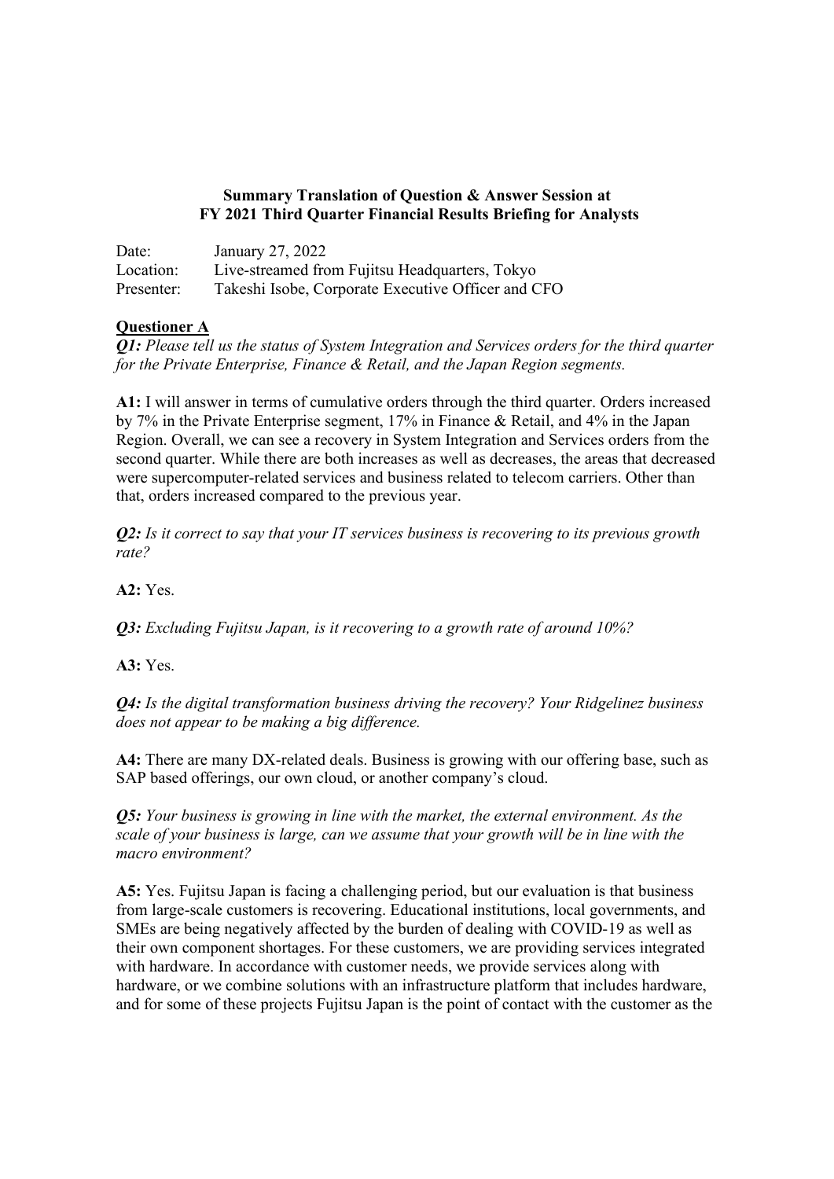**Summary Translation of Question & Answer Session at FY 2021 Third Quarter Financial Results Briefing for Analysts**

Date: January 27, 2022
Location: Live-streamed from Fujitsu Headquarters, Tokyo
Presenter: Takeshi Isobe, Corporate Executive Officer and CFO

**Questioner A**

***Q1:*** *Please tell us the status of System Integration and Services orders for the third quarter for the Private Enterprise, Finance & Retail, and the Japan Region segments.*

**A1:** I will answer in terms of cumulative orders through the third quarter. Orders increased by 7% in the Private Enterprise segment, 17% in Finance & Retail, and 4% in the Japan Region. Overall, we can see a recovery in System Integration and Services orders from the second quarter. While there are both increases as well as decreases, the areas that decreased were supercomputer-related services and business related to telecom carriers. Other than that, orders increased compared to the previous year.

***Q2:*** *Is it correct to say that your IT services business is recovering to its previous growth rate?*

**A2:** Yes.

***Q3:*** *Excluding Fujitsu Japan, is it recovering to a growth rate of around 10%?*

**A3:** Yes.

***Q4:*** *Is the digital transformation business driving the recovery? Your Ridgelinez business does not appear to be making a big difference.*

**A4:** There are many DX-related deals. Business is growing with our offering base, such as SAP based offerings, our own cloud, or another company's cloud.

***Q5:*** *Your business is growing in line with the market, the external environment. As the scale of your business is large, can we assume that your growth will be in line with the macro environment?*

**A5:** Yes. Fujitsu Japan is facing a challenging period, but our evaluation is that business from large-scale customers is recovering. Educational institutions, local governments, and SMEs are being negatively affected by the burden of dealing with COVID-19 as well as their own component shortages. For these customers, we are providing services integrated with hardware. In accordance with customer needs, we provide services along with hardware, or we combine solutions with an infrastructure platform that includes hardware, and for some of these projects Fujitsu Japan is the point of contact with the customer as the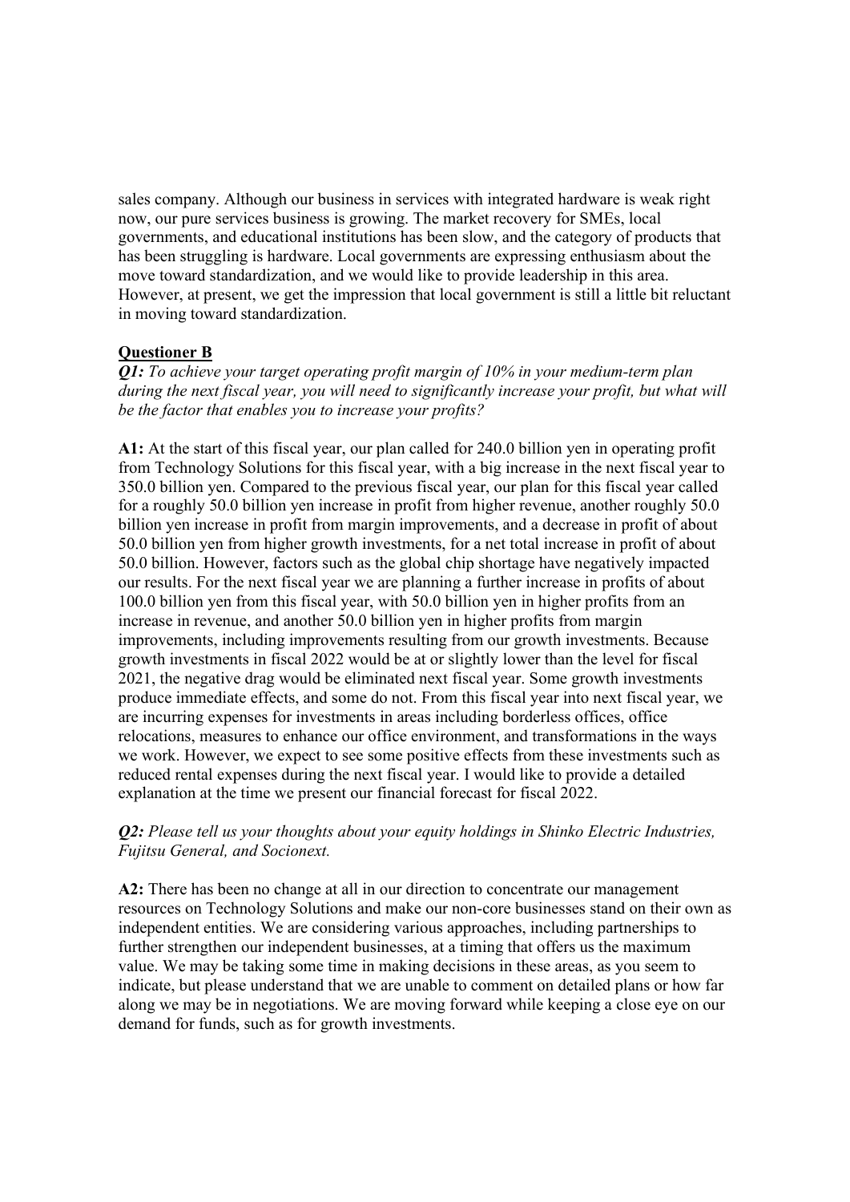sales company. Although our business in services with integrated hardware is weak right now, our pure services business is growing. The market recovery for SMEs, local governments, and educational institutions has been slow, and the category of products that has been struggling is hardware. Local governments are expressing enthusiasm about the move toward standardization, and we would like to provide leadership in this area. However, at present, we get the impression that local government is still a little bit reluctant in moving toward standardization.

**Questioner B**

***Q1:*** *To achieve your target operating profit margin of 10% in your medium-term plan during the next fiscal year, you will need to significantly increase your profit, but what will be the factor that enables you to increase your profits?*

**A1:** At the start of this fiscal year, our plan called for 240.0 billion yen in operating profit from Technology Solutions for this fiscal year, with a big increase in the next fiscal year to 350.0 billion yen. Compared to the previous fiscal year, our plan for this fiscal year called for a roughly 50.0 billion yen increase in profit from higher revenue, another roughly 50.0 billion yen increase in profit from margin improvements, and a decrease in profit of about 50.0 billion yen from higher growth investments, for a net total increase in profit of about 50.0 billion. However, factors such as the global chip shortage have negatively impacted our results. For the next fiscal year we are planning a further increase in profits of about 100.0 billion yen from this fiscal year, with 50.0 billion yen in higher profits from an increase in revenue, and another 50.0 billion yen in higher profits from margin improvements, including improvements resulting from our growth investments. Because growth investments in fiscal 2022 would be at or slightly lower than the level for fiscal 2021, the negative drag would be eliminated next fiscal year. Some growth investments produce immediate effects, and some do not. From this fiscal year into next fiscal year, we are incurring expenses for investments in areas including borderless offices, office relocations, measures to enhance our office environment, and transformations in the ways we work. However, we expect to see some positive effects from these investments such as reduced rental expenses during the next fiscal year. I would like to provide a detailed explanation at the time we present our financial forecast for fiscal 2022.

***Q2:*** *Please tell us your thoughts about your equity holdings in Shinko Electric Industries, Fujitsu General, and Socionext.*

**A2:** There has been no change at all in our direction to concentrate our management resources on Technology Solutions and make our non-core businesses stand on their own as independent entities. We are considering various approaches, including partnerships to further strengthen our independent businesses, at a timing that offers us the maximum value. We may be taking some time in making decisions in these areas, as you seem to indicate, but please understand that we are unable to comment on detailed plans or how far along we may be in negotiations. We are moving forward while keeping a close eye on our demand for funds, such as for growth investments.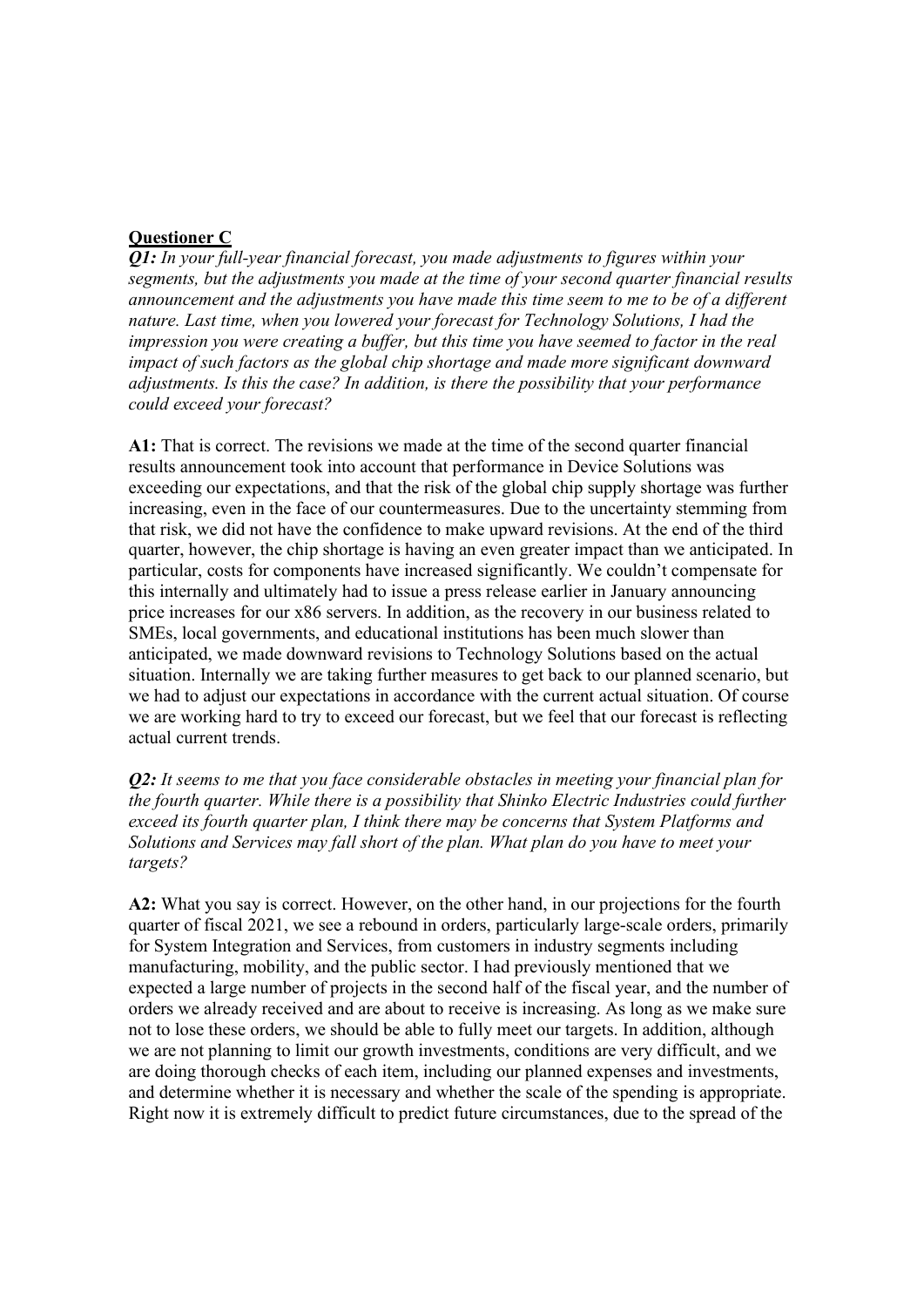**Questioner C**

***Q1:*** *In your full-year financial forecast, you made adjustments to figures within your segments, but the adjustments you made at the time of your second quarter financial results announcement and the adjustments you have made this time seem to me to be of a different nature. Last time, when you lowered your forecast for Technology Solutions, I had the impression you were creating a buffer, but this time you have seemed to factor in the real impact of such factors as the global chip shortage and made more significant downward adjustments. Is this the case? In addition, is there the possibility that your performance could exceed your forecast?*

**A1:** That is correct. The revisions we made at the time of the second quarter financial results announcement took into account that performance in Device Solutions was exceeding our expectations, and that the risk of the global chip supply shortage was further increasing, even in the face of our countermeasures. Due to the uncertainty stemming from that risk, we did not have the confidence to make upward revisions. At the end of the third quarter, however, the chip shortage is having an even greater impact than we anticipated. In particular, costs for components have increased significantly. We couldn't compensate for this internally and ultimately had to issue a press release earlier in January announcing price increases for our x86 servers. In addition, as the recovery in our business related to SMEs, local governments, and educational institutions has been much slower than anticipated, we made downward revisions to Technology Solutions based on the actual situation. Internally we are taking further measures to get back to our planned scenario, but we had to adjust our expectations in accordance with the current actual situation. Of course we are working hard to try to exceed our forecast, but we feel that our forecast is reflecting actual current trends.

***Q2:*** *It seems to me that you face considerable obstacles in meeting your financial plan for the fourth quarter. While there is a possibility that Shinko Electric Industries could further exceed its fourth quarter plan, I think there may be concerns that System Platforms and Solutions and Services may fall short of the plan. What plan do you have to meet your targets?*

**A2:** What you say is correct. However, on the other hand, in our projections for the fourth quarter of fiscal 2021, we see a rebound in orders, particularly large-scale orders, primarily for System Integration and Services, from customers in industry segments including manufacturing, mobility, and the public sector. I had previously mentioned that we expected a large number of projects in the second half of the fiscal year, and the number of orders we already received and are about to receive is increasing. As long as we make sure not to lose these orders, we should be able to fully meet our targets. In addition, although we are not planning to limit our growth investments, conditions are very difficult, and we are doing thorough checks of each item, including our planned expenses and investments, and determine whether it is necessary and whether the scale of the spending is appropriate. Right now it is extremely difficult to predict future circumstances, due to the spread of the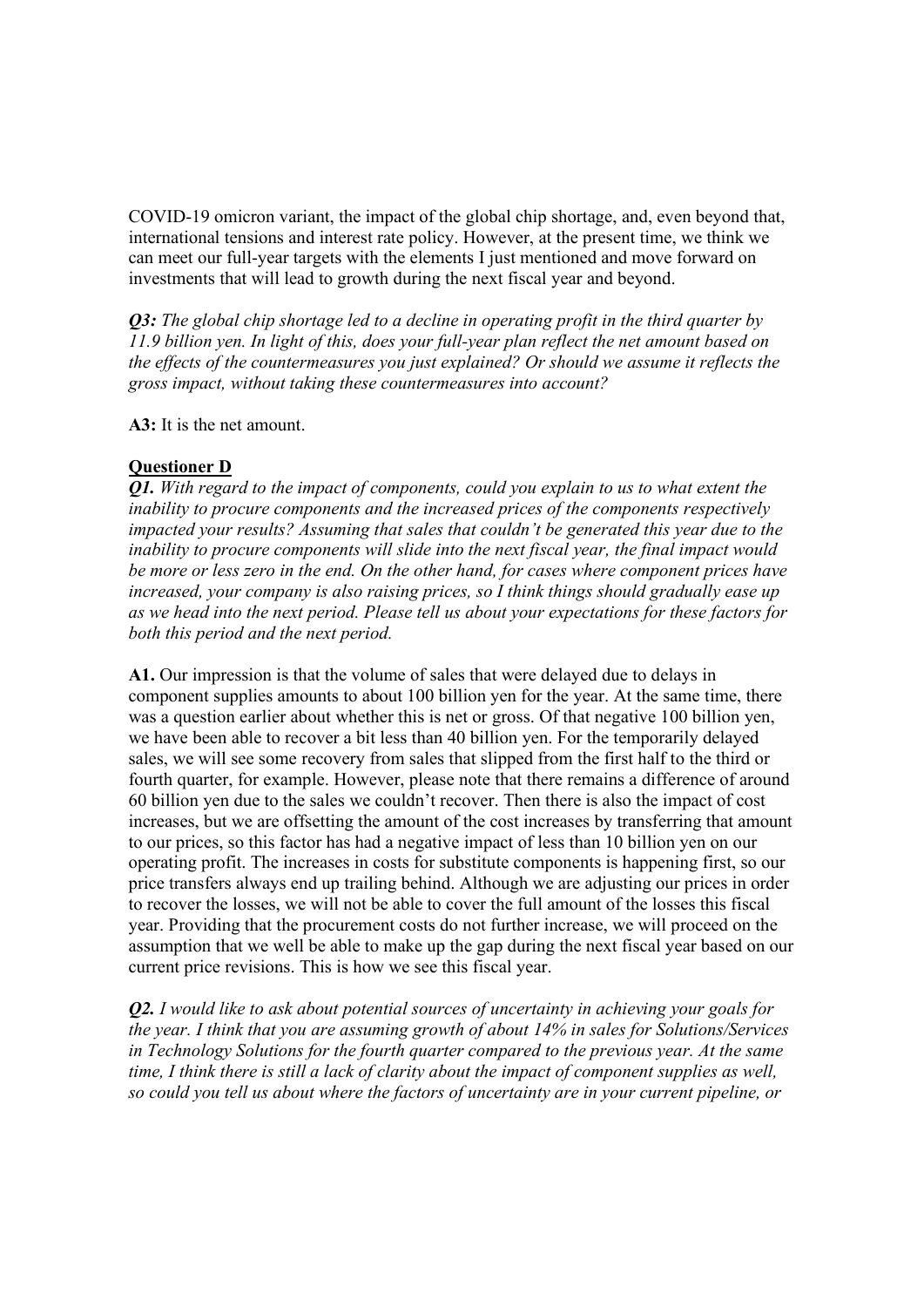COVID-19 omicron variant, the impact of the global chip shortage, and, even beyond that, international tensions and interest rate policy. However, at the present time, we think we can meet our full-year targets with the elements I just mentioned and move forward on investments that will lead to growth during the next fiscal year and beyond.

***Q3:*** *The global chip shortage led to a decline in operating profit in the third quarter by 11.9 billion yen. In light of this, does your full-year plan reflect the net amount based on the effects of the countermeasures you just explained? Or should we assume it reflects the gross impact, without taking these countermeasures into account?*

**A3:** It is the net amount.

**Questioner D**

***Q1.*** *With regard to the impact of components, could you explain to us to what extent the inability to procure components and the increased prices of the components respectively impacted your results? Assuming that sales that couldn't be generated this year due to the inability to procure components will slide into the next fiscal year, the final impact would be more or less zero in the end. On the other hand, for cases where component prices have increased, your company is also raising prices, so I think things should gradually ease up as we head into the next period. Please tell us about your expectations for these factors for both this period and the next period.*

**A1.** Our impression is that the volume of sales that were delayed due to delays in component supplies amounts to about 100 billion yen for the year. At the same time, there was a question earlier about whether this is net or gross. Of that negative 100 billion yen, we have been able to recover a bit less than 40 billion yen. For the temporarily delayed sales, we will see some recovery from sales that slipped from the first half to the third or fourth quarter, for example. However, please note that there remains a difference of around 60 billion yen due to the sales we couldn't recover. Then there is also the impact of cost increases, but we are offsetting the amount of the cost increases by transferring that amount to our prices, so this factor has had a negative impact of less than 10 billion yen on our operating profit. The increases in costs for substitute components is happening first, so our price transfers always end up trailing behind. Although we are adjusting our prices in order to recover the losses, we will not be able to cover the full amount of the losses this fiscal year. Providing that the procurement costs do not further increase, we will proceed on the assumption that we well be able to make up the gap during the next fiscal year based on our current price revisions. This is how we see this fiscal year.

***Q2.*** *I would like to ask about potential sources of uncertainty in achieving your goals for the year. I think that you are assuming growth of about 14% in sales for Solutions/Services in Technology Solutions for the fourth quarter compared to the previous year. At the same time, I think there is still a lack of clarity about the impact of component supplies as well, so could you tell us about where the factors of uncertainty are in your current pipeline, or*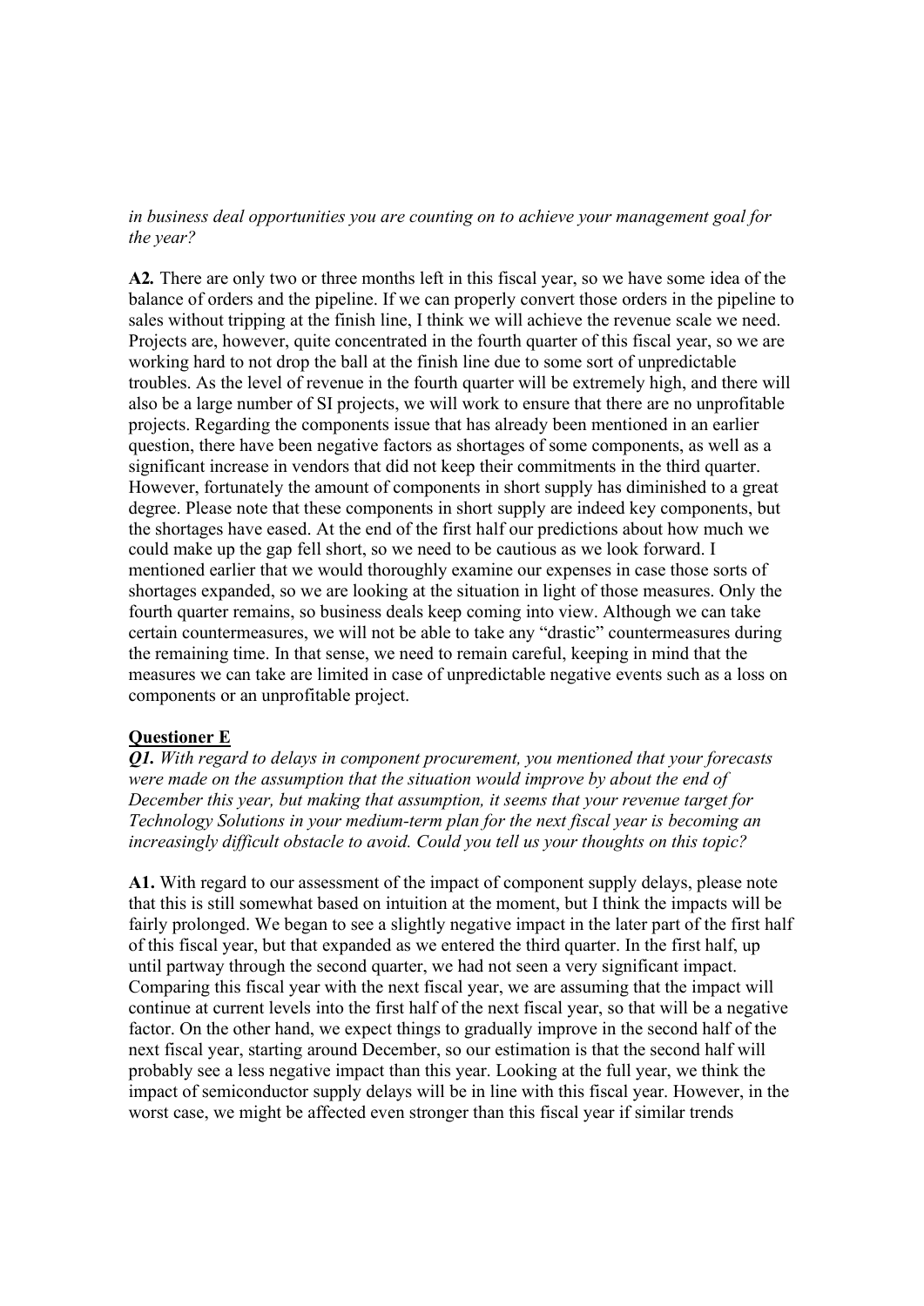*in business deal opportunities you are counting on to achieve your management goal for the year?*

**A2.** There are only two or three months left in this fiscal year, so we have some idea of the balance of orders and the pipeline. If we can properly convert those orders in the pipeline to sales without tripping at the finish line, I think we will achieve the revenue scale we need. Projects are, however, quite concentrated in the fourth quarter of this fiscal year, so we are working hard to not drop the ball at the finish line due to some sort of unpredictable troubles. As the level of revenue in the fourth quarter will be extremely high, and there will also be a large number of SI projects, we will work to ensure that there are no unprofitable projects. Regarding the components issue that has already been mentioned in an earlier question, there have been negative factors as shortages of some components, as well as a significant increase in vendors that did not keep their commitments in the third quarter. However, fortunately the amount of components in short supply has diminished to a great degree. Please note that these components in short supply are indeed key components, but the shortages have eased. At the end of the first half our predictions about how much we could make up the gap fell short, so we need to be cautious as we look forward. I mentioned earlier that we would thoroughly examine our expenses in case those sorts of shortages expanded, so we are looking at the situation in light of those measures. Only the fourth quarter remains, so business deals keep coming into view. Although we can take certain countermeasures, we will not be able to take any "drastic" countermeasures during the remaining time. In that sense, we need to remain careful, keeping in mind that the measures we can take are limited in case of unpredictable negative events such as a loss on components or an unprofitable project.

**Questioner E**

***Q1.*** *With regard to delays in component procurement, you mentioned that your forecasts were made on the assumption that the situation would improve by about the end of December this year, but making that assumption, it seems that your revenue target for Technology Solutions in your medium-term plan for the next fiscal year is becoming an increasingly difficult obstacle to avoid. Could you tell us your thoughts on this topic?*

**A1.** With regard to our assessment of the impact of component supply delays, please note that this is still somewhat based on intuition at the moment, but I think the impacts will be fairly prolonged. We began to see a slightly negative impact in the later part of the first half of this fiscal year, but that expanded as we entered the third quarter. In the first half, up until partway through the second quarter, we had not seen a very significant impact. Comparing this fiscal year with the next fiscal year, we are assuming that the impact will continue at current levels into the first half of the next fiscal year, so that will be a negative factor. On the other hand, we expect things to gradually improve in the second half of the next fiscal year, starting around December, so our estimation is that the second half will probably see a less negative impact than this year. Looking at the full year, we think the impact of semiconductor supply delays will be in line with this fiscal year. However, in the worst case, we might be affected even stronger than this fiscal year if similar trends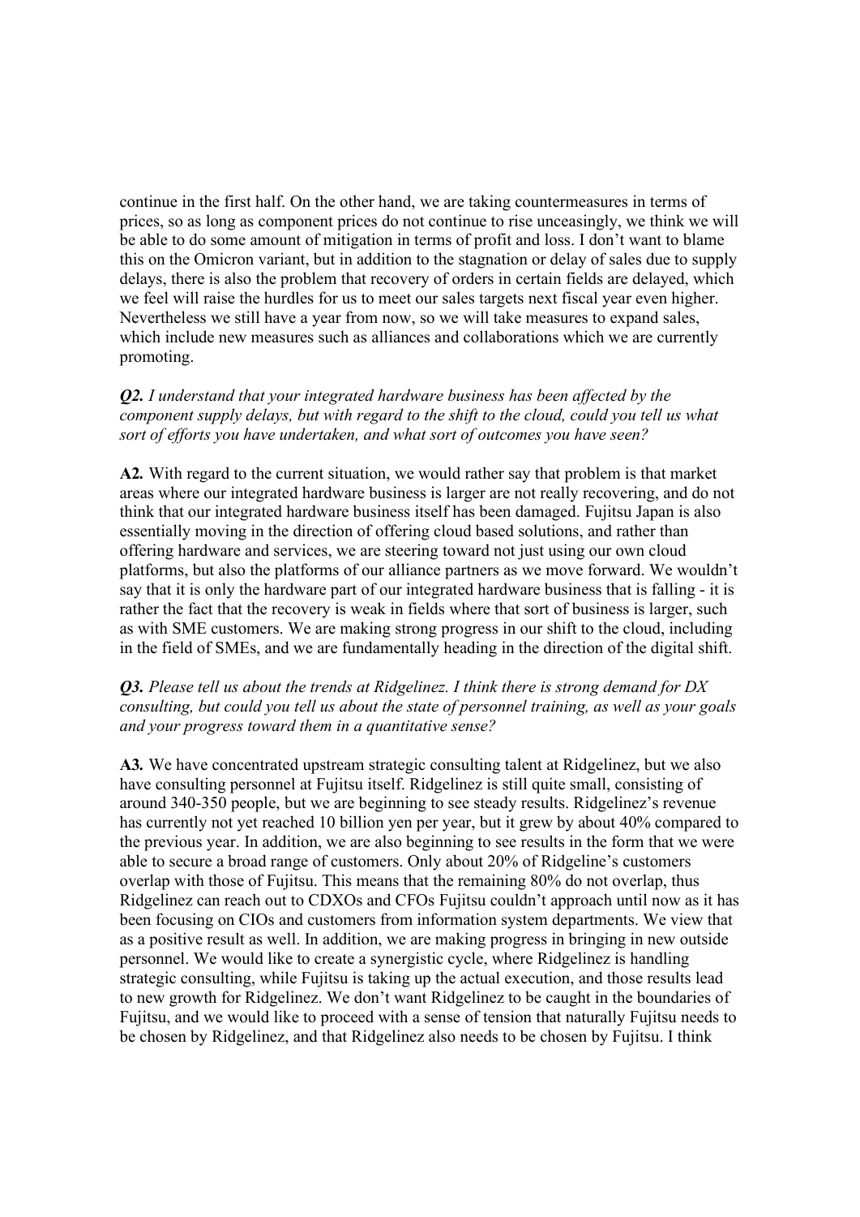continue in the first half. On the other hand, we are taking countermeasures in terms of prices, so as long as component prices do not continue to rise unceasingly, we think we will be able to do some amount of mitigation in terms of profit and loss. I don't want to blame this on the Omicron variant, but in addition to the stagnation or delay of sales due to supply delays, there is also the problem that recovery of orders in certain fields are delayed, which we feel will raise the hurdles for us to meet our sales targets next fiscal year even higher. Nevertheless we still have a year from now, so we will take measures to expand sales, which include new measures such as alliances and collaborations which we are currently promoting.

***Q2.*** *I understand that your integrated hardware business has been affected by the component supply delays, but with regard to the shift to the cloud, could you tell us what sort of efforts you have undertaken, and what sort of outcomes you have seen?*

**A2.** With regard to the current situation, we would rather say that problem is that market areas where our integrated hardware business is larger are not really recovering, and do not think that our integrated hardware business itself has been damaged. Fujitsu Japan is also essentially moving in the direction of offering cloud based solutions, and rather than offering hardware and services, we are steering toward not just using our own cloud platforms, but also the platforms of our alliance partners as we move forward. We wouldn't say that it is only the hardware part of our integrated hardware business that is falling - it is rather the fact that the recovery is weak in fields where that sort of business is larger, such as with SME customers. We are making strong progress in our shift to the cloud, including in the field of SMEs, and we are fundamentally heading in the direction of the digital shift.

***Q3.*** *Please tell us about the trends at Ridgelinez. I think there is strong demand for DX consulting, but could you tell us about the state of personnel training, as well as your goals and your progress toward them in a quantitative sense?*

**A3.** We have concentrated upstream strategic consulting talent at Ridgelinez, but we also have consulting personnel at Fujitsu itself. Ridgelinez is still quite small, consisting of around 340-350 people, but we are beginning to see steady results. Ridgelinez's revenue has currently not yet reached 10 billion yen per year, but it grew by about 40% compared to the previous year. In addition, we are also beginning to see results in the form that we were able to secure a broad range of customers. Only about 20% of Ridgeline's customers overlap with those of Fujitsu. This means that the remaining 80% do not overlap, thus Ridgelinez can reach out to CDXOs and CFOs Fujitsu couldn't approach until now as it has been focusing on CIOs and customers from information system departments. We view that as a positive result as well. In addition, we are making progress in bringing in new outside personnel. We would like to create a synergistic cycle, where Ridgelinez is handling strategic consulting, while Fujitsu is taking up the actual execution, and those results lead to new growth for Ridgelinez. We don't want Ridgelinez to be caught in the boundaries of Fujitsu, and we would like to proceed with a sense of tension that naturally Fujitsu needs to be chosen by Ridgelinez, and that Ridgelinez also needs to be chosen by Fujitsu. I think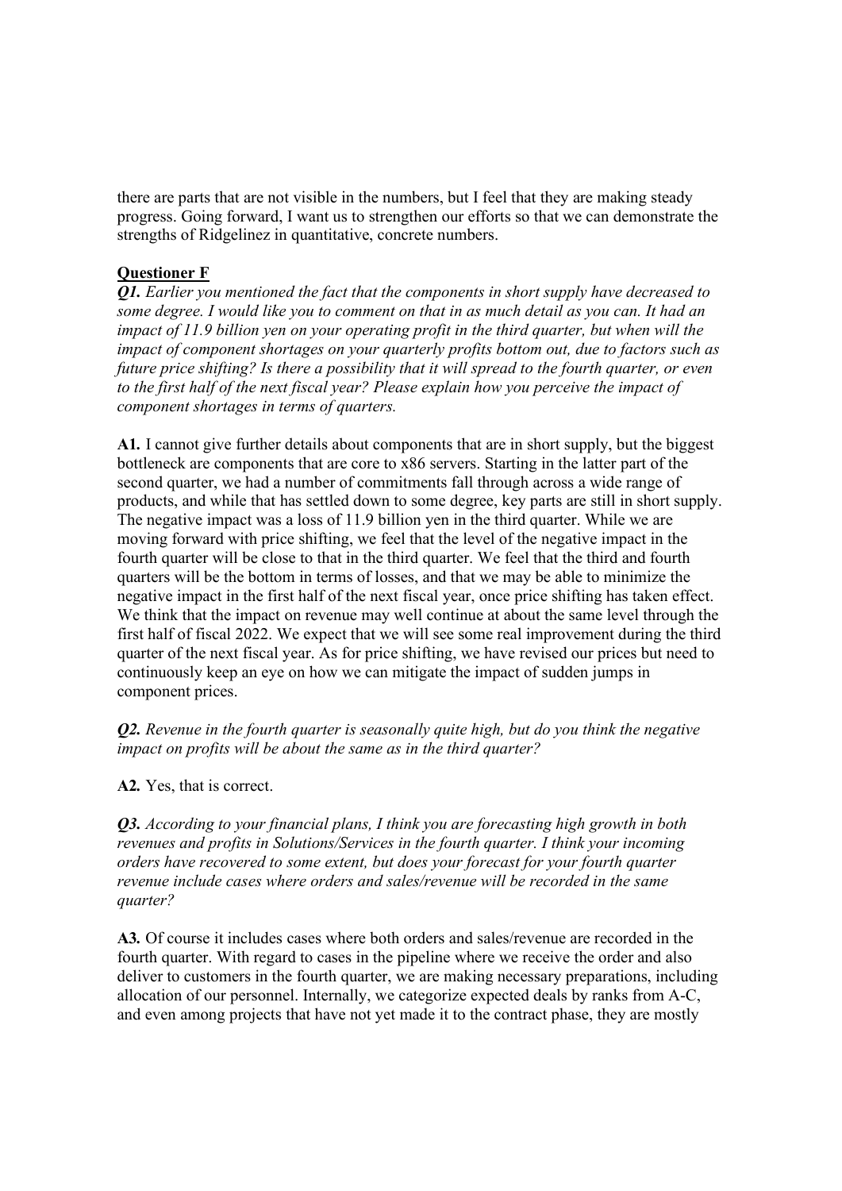there are parts that are not visible in the numbers, but I feel that they are making steady progress. Going forward, I want us to strengthen our efforts so that we can demonstrate the strengths of Ridgelinez in quantitative, concrete numbers.

**Questioner F**

***Q1.*** *Earlier you mentioned the fact that the components in short supply have decreased to some degree. I would like you to comment on that in as much detail as you can. It had an impact of 11.9 billion yen on your operating profit in the third quarter, but when will the impact of component shortages on your quarterly profits bottom out, due to factors such as future price shifting? Is there a possibility that it will spread to the fourth quarter, or even to the first half of the next fiscal year? Please explain how you perceive the impact of component shortages in terms of quarters.*

**A1.** I cannot give further details about components that are in short supply, but the biggest bottleneck are components that are core to x86 servers. Starting in the latter part of the second quarter, we had a number of commitments fall through across a wide range of products, and while that has settled down to some degree, key parts are still in short supply. The negative impact was a loss of 11.9 billion yen in the third quarter. While we are moving forward with price shifting, we feel that the level of the negative impact in the fourth quarter will be close to that in the third quarter. We feel that the third and fourth quarters will be the bottom in terms of losses, and that we may be able to minimize the negative impact in the first half of the next fiscal year, once price shifting has taken effect. We think that the impact on revenue may well continue at about the same level through the first half of fiscal 2022. We expect that we will see some real improvement during the third quarter of the next fiscal year. As for price shifting, we have revised our prices but need to continuously keep an eye on how we can mitigate the impact of sudden jumps in component prices.

***Q2.*** *Revenue in the fourth quarter is seasonally quite high, but do you think the negative impact on profits will be about the same as in the third quarter?*

**A2.** Yes, that is correct.

***Q3.*** *According to your financial plans, I think you are forecasting high growth in both revenues and profits in Solutions/Services in the fourth quarter. I think your incoming orders have recovered to some extent, but does your forecast for your fourth quarter revenue include cases where orders and sales/revenue will be recorded in the same quarter?*

**A3.** Of course it includes cases where both orders and sales/revenue are recorded in the fourth quarter. With regard to cases in the pipeline where we receive the order and also deliver to customers in the fourth quarter, we are making necessary preparations, including allocation of our personnel. Internally, we categorize expected deals by ranks from A-C, and even among projects that have not yet made it to the contract phase, they are mostly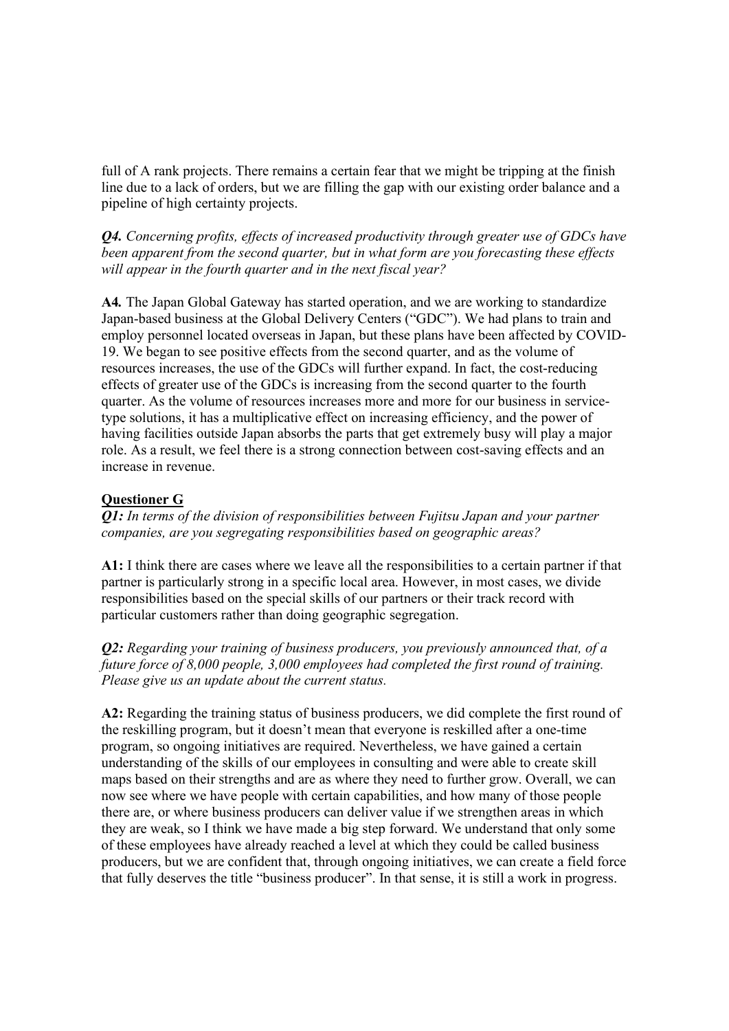full of A rank projects. There remains a certain fear that we might be tripping at the finish line due to a lack of orders, but we are filling the gap with our existing order balance and a pipeline of high certainty projects.

***Q4.*** *Concerning profits, effects of increased productivity through greater use of GDCs have been apparent from the second quarter, but in what form are you forecasting these effects will appear in the fourth quarter and in the next fiscal year?*

**A4.** The Japan Global Gateway has started operation, and we are working to standardize Japan-based business at the Global Delivery Centers ("GDC"). We had plans to train and employ personnel located overseas in Japan, but these plans have been affected by COVID-19. We began to see positive effects from the second quarter, and as the volume of resources increases, the use of the GDCs will further expand. In fact, the cost-reducing effects of greater use of the GDCs is increasing from the second quarter to the fourth quarter. As the volume of resources increases more and more for our business in service-type solutions, it has a multiplicative effect on increasing efficiency, and the power of having facilities outside Japan absorbs the parts that get extremely busy will play a major role. As a result, we feel there is a strong connection between cost-saving effects and an increase in revenue.

**Questioner G**

***Q1:*** *In terms of the division of responsibilities between Fujitsu Japan and your partner companies, are you segregating responsibilities based on geographic areas?*

**A1:** I think there are cases where we leave all the responsibilities to a certain partner if that partner is particularly strong in a specific local area. However, in most cases, we divide responsibilities based on the special skills of our partners or their track record with particular customers rather than doing geographic segregation.

***Q2:*** *Regarding your training of business producers, you previously announced that, of a future force of 8,000 people, 3,000 employees had completed the first round of training. Please give us an update about the current status.*

**A2:** Regarding the training status of business producers, we did complete the first round of the reskilling program, but it doesn't mean that everyone is reskilled after a one-time program, so ongoing initiatives are required. Nevertheless, we have gained a certain understanding of the skills of our employees in consulting and were able to create skill maps based on their strengths and are as where they need to further grow. Overall, we can now see where we have people with certain capabilities, and how many of those people there are, or where business producers can deliver value if we strengthen areas in which they are weak, so I think we have made a big step forward. We understand that only some of these employees have already reached a level at which they could be called business producers, but we are confident that, through ongoing initiatives, we can create a field force that fully deserves the title "business producer". In that sense, it is still a work in progress.